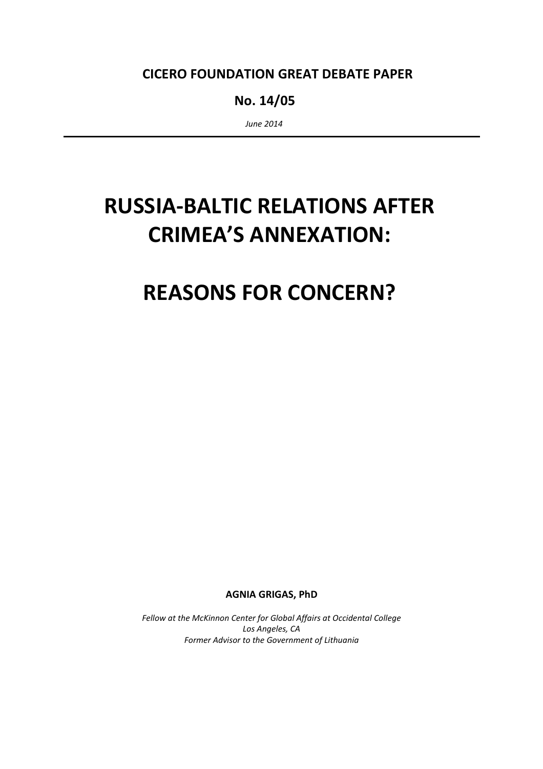**CICERO FOUNDATION GREAT DEBATE PAPER**

**No. 14/05**

*June 2014*

---

# RUSSIA-BALTIC RELATIONS AFTER CRIMEA'S ANNEXATION:

# REASONS FOR CONCERN?

**AGNIA GRIGAS, PhD**

*Fellow at the McKinnon Center for Global Affairs at Occidental College*
*Los Angeles, CA*
*Former Advisor to the Government of Lithuania*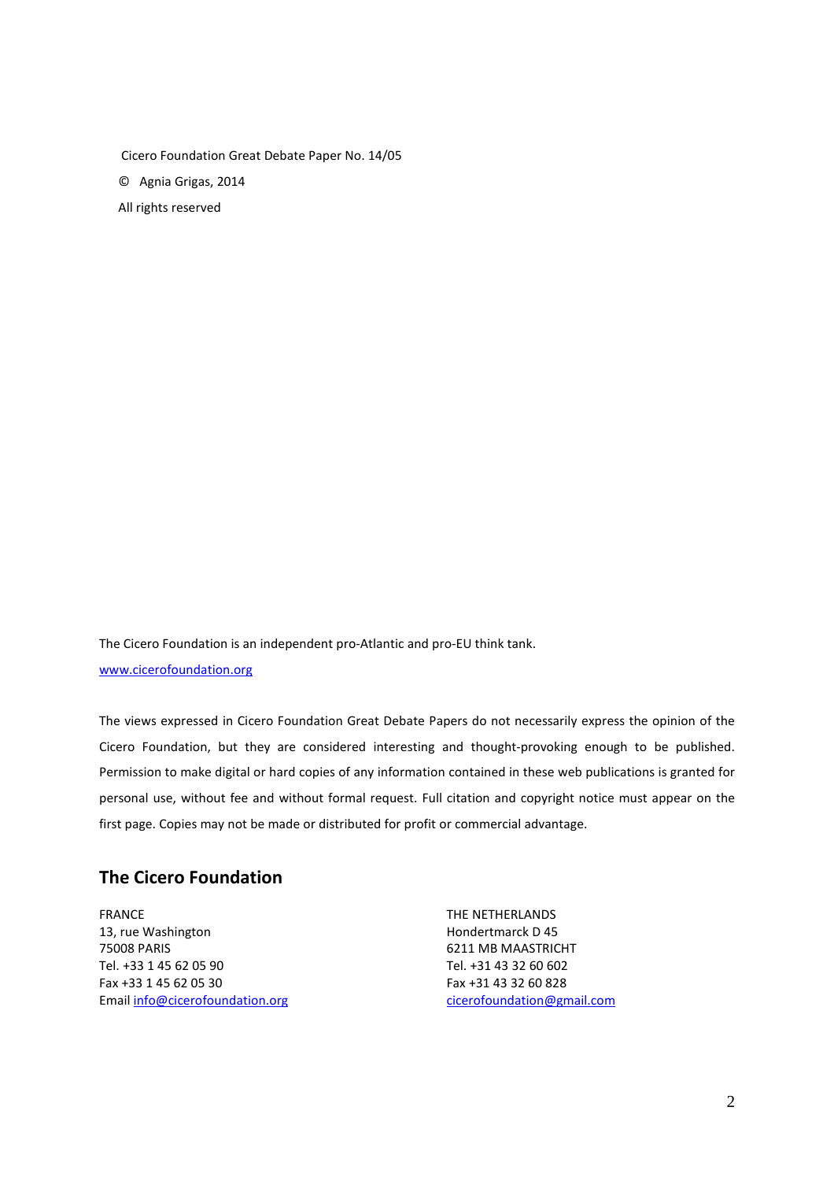Cicero Foundation Great Debate Paper No. 14/05

© Agnia Grigas, 2014

All rights reserved

The Cicero Foundation is an independent pro-Atlantic and pro-EU think tank.

www.cicerofoundation.org

The views expressed in Cicero Foundation Great Debate Papers do not necessarily express the opinion of the Cicero Foundation, but they are considered interesting and thought-provoking enough to be published. Permission to make digital or hard copies of any information contained in these web publications is granted for personal use, without fee and without formal request. Full citation and copyright notice must appear on the first page. Copies may not be made or distributed for profit or commercial advantage.

## The Cicero Foundation

FRANCE
13, rue Washington
75008 PARIS
Tel. +33 1 45 62 05 90
Fax +33 1 45 62 05 30
Email info@cicerofoundation.org

THE NETHERLANDS
Hondertmarck D 45
6211 MB MAASTRICHT
Tel. +31 43 32 60 602
Fax +31 43 32 60 828
cicerofoundation@gmail.com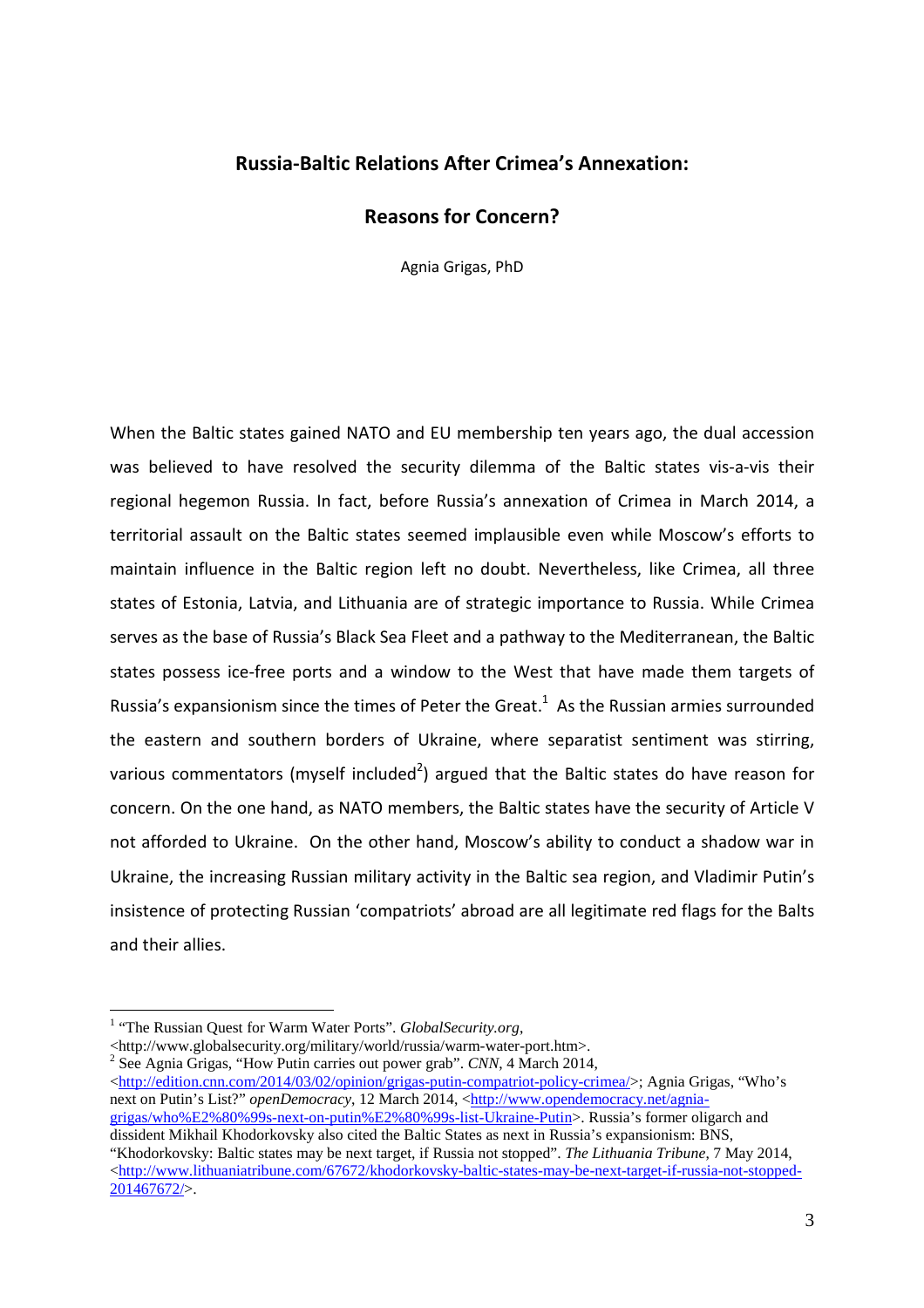# Russia-Baltic Relations After Crimea's Annexation:

# Reasons for Concern?

Agnia Grigas, PhD

When the Baltic states gained NATO and EU membership ten years ago, the dual accession was believed to have resolved the security dilemma of the Baltic states vis-a-vis their regional hegemon Russia. In fact, before Russia's annexation of Crimea in March 2014, a territorial assault on the Baltic states seemed implausible even while Moscow's efforts to maintain influence in the Baltic region left no doubt. Nevertheless, like Crimea, all three states of Estonia, Latvia, and Lithuania are of strategic importance to Russia. While Crimea serves as the base of Russia's Black Sea Fleet and a pathway to the Mediterranean, the Baltic states possess ice-free ports and a window to the West that have made them targets of Russia's expansionism since the times of Peter the Great.[1] As the Russian armies surrounded the eastern and southern borders of Ukraine, where separatist sentiment was stirring, various commentators (myself included[2]) argued that the Baltic states do have reason for concern. On the one hand, as NATO members, the Baltic states have the security of Article V not afforded to Ukraine. On the other hand, Moscow's ability to conduct a shadow war in Ukraine, the increasing Russian military activity in the Baltic sea region, and Vladimir Putin's insistence of protecting Russian 'compatriots' abroad are all legitimate red flags for the Balts and their allies.

---

[1] "The Russian Quest for Warm Water Ports". *GlobalSecurity.org*, <http://www.globalsecurity.org/military/world/russia/warm-water-port.htm>.

[2] See Agnia Grigas, "How Putin carries out power grab". *CNN*, 4 March 2014, <http://edition.cnn.com/2014/03/02/opinion/grigas-putin-compatriot-policy-crimea/>; Agnia Grigas, "Who's next on Putin's List?" *openDemocracy*, 12 March 2014, <http://www.opendemocracy.net/agnia-grigas/who%E2%80%99s-next-on-putin%E2%80%99s-list-Ukraine-Putin>. Russia's former oligarch and dissident Mikhail Khodorkovsky also cited the Baltic States as next in Russia's expansionism: BNS, "Khodorkovsky: Baltic states may be next target, if Russia not stopped". *The Lithuania Tribune*, 7 May 2014, <http://www.lithuaniatribune.com/67672/khodorkovsky-baltic-states-may-be-next-target-if-russia-not-stopped-201467672/>.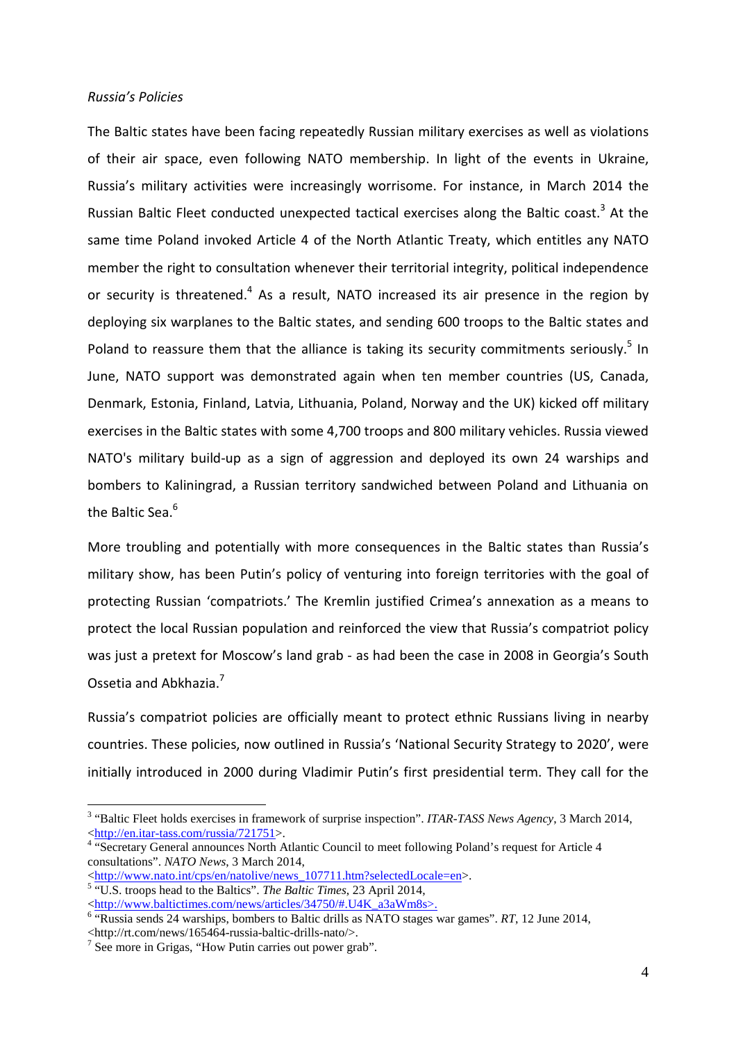*Russia's Policies*

The Baltic states have been facing repeatedly Russian military exercises as well as violations of their air space, even following NATO membership. In light of the events in Ukraine, Russia's military activities were increasingly worrisome. For instance, in March 2014 the Russian Baltic Fleet conducted unexpected tactical exercises along the Baltic coast.[3] At the same time Poland invoked Article 4 of the North Atlantic Treaty, which entitles any NATO member the right to consultation whenever their territorial integrity, political independence or security is threatened.[4] As a result, NATO increased its air presence in the region by deploying six warplanes to the Baltic states, and sending 600 troops to the Baltic states and Poland to reassure them that the alliance is taking its security commitments seriously.[5] In June, NATO support was demonstrated again when ten member countries (US, Canada, Denmark, Estonia, Finland, Latvia, Lithuania, Poland, Norway and the UK) kicked off military exercises in the Baltic states with some 4,700 troops and 800 military vehicles. Russia viewed NATO's military build-up as a sign of aggression and deployed its own 24 warships and bombers to Kaliningrad, a Russian territory sandwiched between Poland and Lithuania on the Baltic Sea.[6]

More troubling and potentially with more consequences in the Baltic states than Russia's military show, has been Putin's policy of venturing into foreign territories with the goal of protecting Russian 'compatriots.' The Kremlin justified Crimea's annexation as a means to protect the local Russian population and reinforced the view that Russia's compatriot policy was just a pretext for Moscow's land grab - as had been the case in 2008 in Georgia's South Ossetia and Abkhazia.[7]

Russia's compatriot policies are officially meant to protect ethnic Russians living in nearby countries. These policies, now outlined in Russia's 'National Security Strategy to 2020', were initially introduced in 2000 during Vladimir Putin's first presidential term. They call for the

---

[3] "Baltic Fleet holds exercises in framework of surprise inspection". *ITAR-TASS News Agency*, 3 March 2014, <http://en.itar-tass.com/russia/721751>.

[4] "Secretary General announces North Atlantic Council to meet following Poland's request for Article 4 consultations". *NATO News*, 3 March 2014, <http://www.nato.int/cps/en/natolive/news_107711.htm?selectedLocale=en>.

[5] "U.S. troops head to the Baltics". *The Baltic Times*, 23 April 2014, <http://www.baltictimes.com/news/articles/34750/#.U4K_a3aWm8s>.

[6] "Russia sends 24 warships, bombers to Baltic drills as NATO stages war games". *RT*, 12 June 2014, <http://rt.com/news/165464-russia-baltic-drills-nato/>.

[7] See more in Grigas, "How Putin carries out power grab".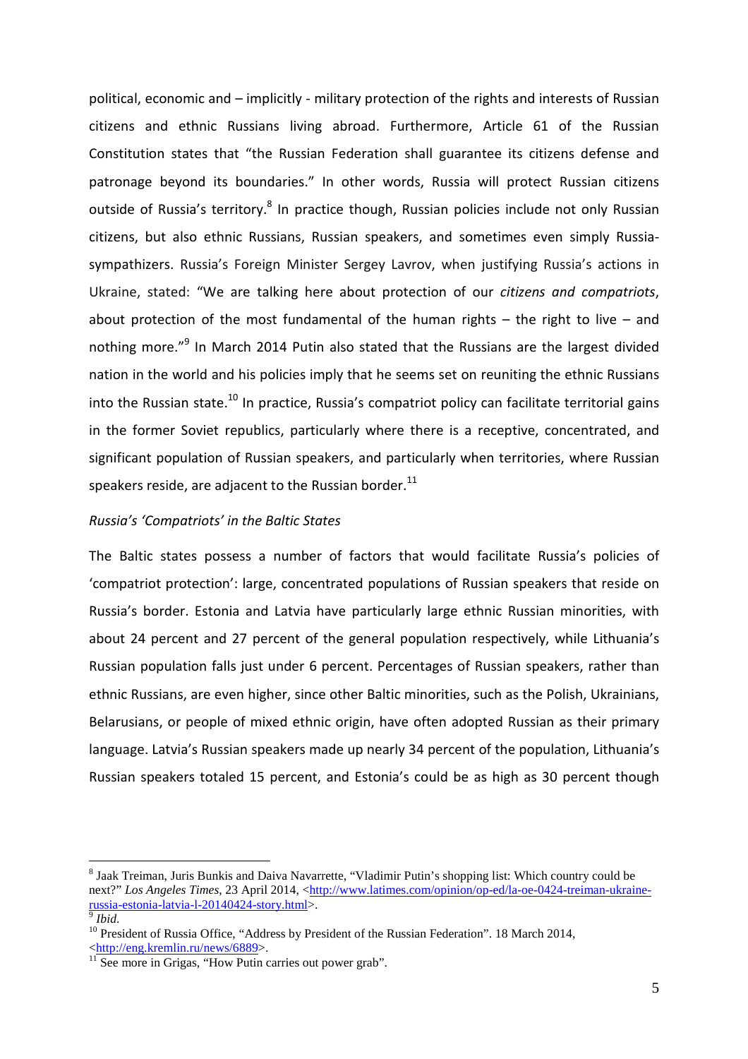political, economic and – implicitly - military protection of the rights and interests of Russian citizens and ethnic Russians living abroad. Furthermore, Article 61 of the Russian Constitution states that "the Russian Federation shall guarantee its citizens defense and patronage beyond its boundaries." In other words, Russia will protect Russian citizens outside of Russia's territory.[8] In practice though, Russian policies include not only Russian citizens, but also ethnic Russians, Russian speakers, and sometimes even simply Russia-sympathizers. Russia's Foreign Minister Sergey Lavrov, when justifying Russia's actions in Ukraine, stated: "We are talking here about protection of our *citizens and compatriots*, about protection of the most fundamental of the human rights – the right to live – and nothing more."[9] In March 2014 Putin also stated that the Russians are the largest divided nation in the world and his policies imply that he seems set on reuniting the ethnic Russians into the Russian state.[10] In practice, Russia's compatriot policy can facilitate territorial gains in the former Soviet republics, particularly where there is a receptive, concentrated, and significant population of Russian speakers, and particularly when territories, where Russian speakers reside, are adjacent to the Russian border.[11]

*Russia's 'Compatriots' in the Baltic States*

The Baltic states possess a number of factors that would facilitate Russia's policies of 'compatriot protection': large, concentrated populations of Russian speakers that reside on Russia's border. Estonia and Latvia have particularly large ethnic Russian minorities, with about 24 percent and 27 percent of the general population respectively, while Lithuania's Russian population falls just under 6 percent. Percentages of Russian speakers, rather than ethnic Russians, are even higher, since other Baltic minorities, such as the Polish, Ukrainians, Belarusians, or people of mixed ethnic origin, have often adopted Russian as their primary language. Latvia's Russian speakers made up nearly 34 percent of the population, Lithuania's Russian speakers totaled 15 percent, and Estonia's could be as high as 30 percent though

---

[8] Jaak Treiman, Juris Bunkis and Daiva Navarrette, "Vladimir Putin's shopping list: Which country could be next?" *Los Angeles Times*, 23 April 2014, <http://www.latimes.com/opinion/op-ed/la-oe-0424-treiman-ukraine-russia-estonia-latvia-l-20140424-story.html>.

[9] *Ibid.*

[10] President of Russia Office, "Address by President of the Russian Federation". 18 March 2014, <http://eng.kremlin.ru/news/6889>.

[11] See more in Grigas, "How Putin carries out power grab".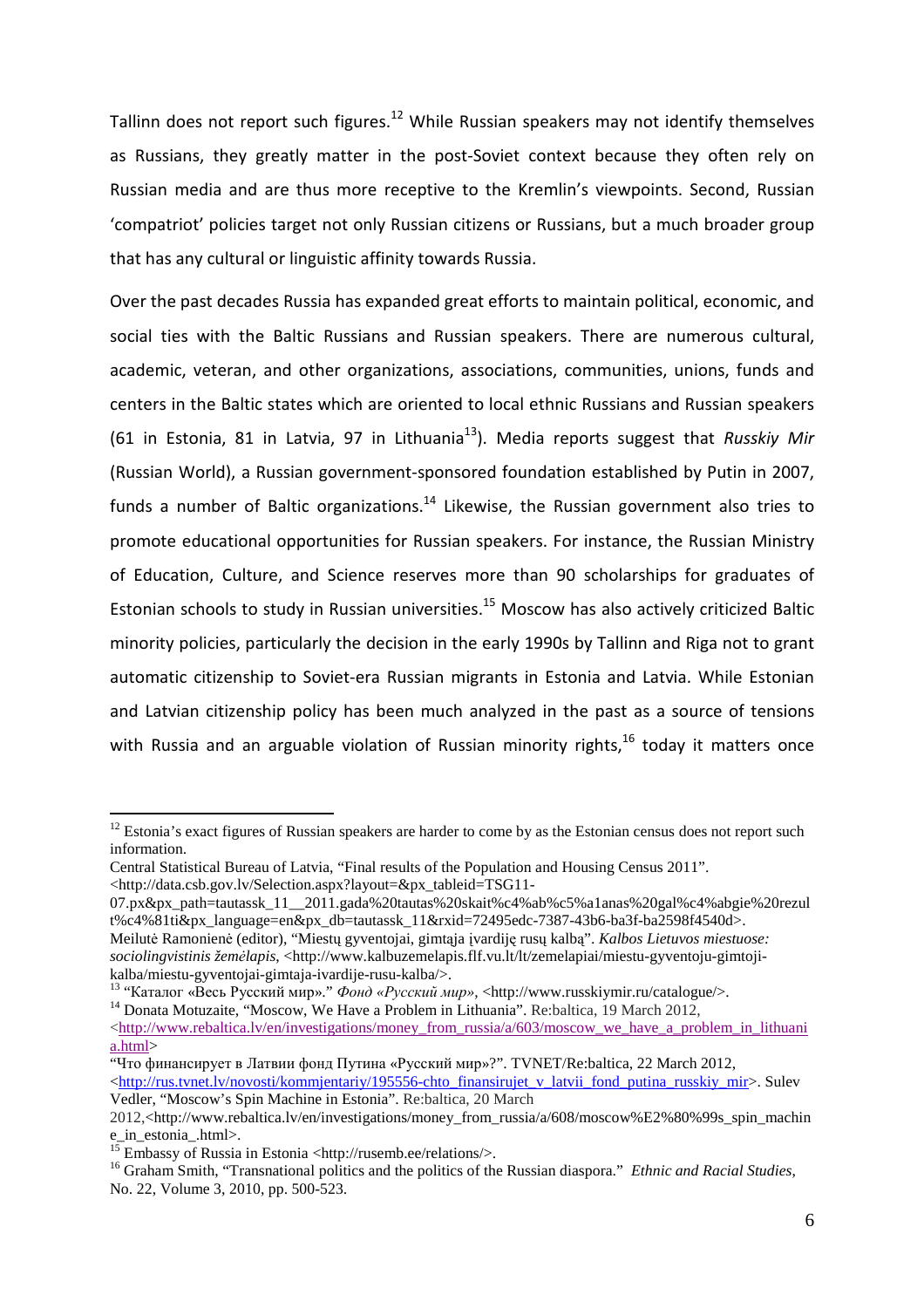Tallinn does not report such figures.[12] While Russian speakers may not identify themselves as Russians, they greatly matter in the post-Soviet context because they often rely on Russian media and are thus more receptive to the Kremlin's viewpoints. Second, Russian 'compatriot' policies target not only Russian citizens or Russians, but a much broader group that has any cultural or linguistic affinity towards Russia.

Over the past decades Russia has expanded great efforts to maintain political, economic, and social ties with the Baltic Russians and Russian speakers. There are numerous cultural, academic, veteran, and other organizations, associations, communities, unions, funds and centers in the Baltic states which are oriented to local ethnic Russians and Russian speakers (61 in Estonia, 81 in Latvia, 97 in Lithuania[13]). Media reports suggest that *Russkiy Mir* (Russian World), a Russian government-sponsored foundation established by Putin in 2007, funds a number of Baltic organizations.[14] Likewise, the Russian government also tries to promote educational opportunities for Russian speakers. For instance, the Russian Ministry of Education, Culture, and Science reserves more than 90 scholarships for graduates of Estonian schools to study in Russian universities.[15] Moscow has also actively criticized Baltic minority policies, particularly the decision in the early 1990s by Tallinn and Riga not to grant automatic citizenship to Soviet-era Russian migrants in Estonia and Latvia. While Estonian and Latvian citizenship policy has been much analyzed in the past as a source of tensions with Russia and an arguable violation of Russian minority rights,[16] today it matters once

---

[12] Estonia's exact figures of Russian speakers are harder to come by as the Estonian census does not report such information.

Central Statistical Bureau of Latvia, "Final results of the Population and Housing Census 2011". <http://data.csb.gov.lv/Selection.aspx?layout=&px_tableid=TSG11-07.px&px_path=tautassk_11__2011.gada%20tautas%20skait%c4%ab%c5%a1anas%20gal%c4%abgie%20rezult%c4%81ti&px_language=en&px_db=tautassk_11&rxid=72495edc-7387-43b6-ba3f-ba2598f4540d>.

Meilutė Ramonienė (editor), "Miestų gyventojai, gimtąja įvardiję rusų kalbą". *Kalbos Lietuvos miestuose: sociolingvistinis žemėlapis*, <http://www.kalbuzemelapis.flf.vu.lt/lt/zemelapiai/miestu-gyventoju-gimtoji-kalba/miestu-gyventojai-gimtaja-ivardije-rusu-kalba/>.

[13] "Каталог «Весь Русский мир»." *Фонд «Русский мир»*, <http://www.russkiymir.ru/catalogue/>.

[14] Donata Motuzaite, "Moscow, We Have a Problem in Lithuania". Re:baltica, 19 March 2012, <http://www.rebaltica.lv/en/investigations/money_from_russia/a/603/moscow_we_have_a_problem_in_lithuania.html>

"Что финансирует в Латвии фонд Путина «Русский мир»?". TVNET/Re:baltica, 22 March 2012, <http://rus.tvnet.lv/novosti/kommjentariy/195556-chto_finansirujet_v_latvii_fond_putina_russkiy_mir>. Sulev Vedler, "Moscow's Spin Machine in Estonia". Re:baltica, 20 March 2012,<http://www.rebaltica.lv/en/investigations/money_from_russia/a/608/moscow%E2%80%99s_spin_machine_in_estonia_.html>.

[15] Embassy of Russia in Estonia <http://rusemb.ee/relations/>.

[16] Graham Smith, "Transnational politics and the politics of the Russian diaspora." *Ethnic and Racial Studies*, No. 22, Volume 3, 2010, pp. 500-523.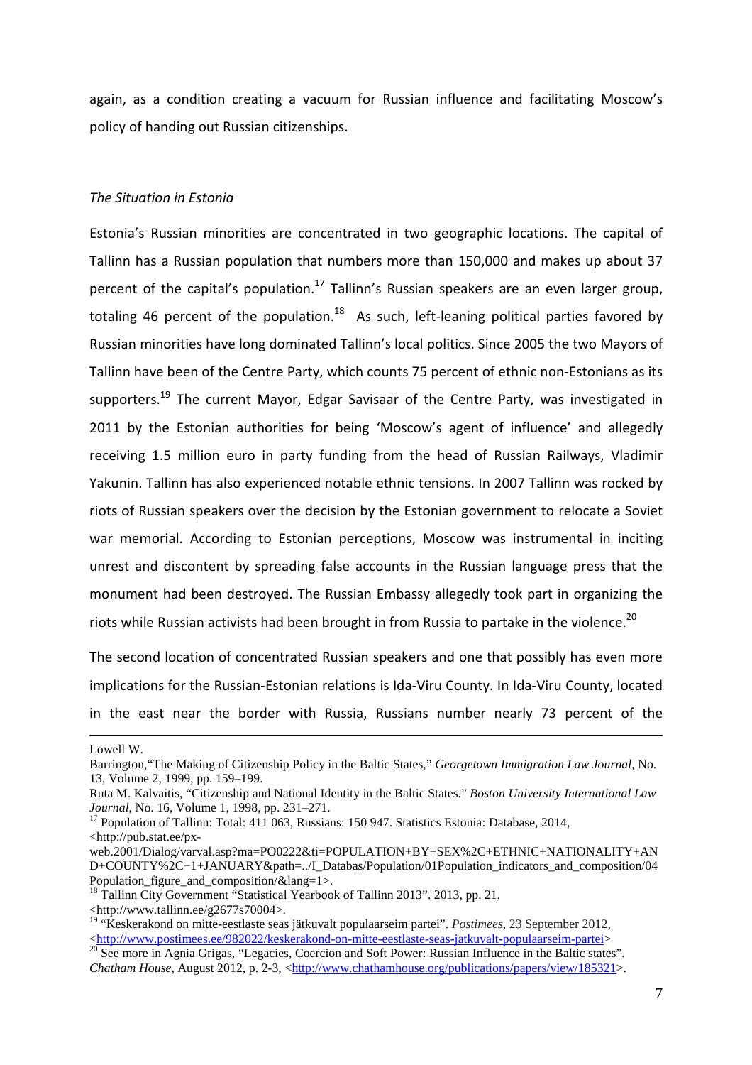again, as a condition creating a vacuum for Russian influence and facilitating Moscow's policy of handing out Russian citizenships.

*The Situation in Estonia*

Estonia's Russian minorities are concentrated in two geographic locations. The capital of Tallinn has a Russian population that numbers more than 150,000 and makes up about 37 percent of the capital's population.[17] Tallinn's Russian speakers are an even larger group, totaling 46 percent of the population.[18] As such, left-leaning political parties favored by Russian minorities have long dominated Tallinn's local politics. Since 2005 the two Mayors of Tallinn have been of the Centre Party, which counts 75 percent of ethnic non-Estonians as its supporters.[19] The current Mayor, Edgar Savisaar of the Centre Party, was investigated in 2011 by the Estonian authorities for being 'Moscow's agent of influence' and allegedly receiving 1.5 million euro in party funding from the head of Russian Railways, Vladimir Yakunin. Tallinn has also experienced notable ethnic tensions. In 2007 Tallinn was rocked by riots of Russian speakers over the decision by the Estonian government to relocate a Soviet war memorial. According to Estonian perceptions, Moscow was instrumental in inciting unrest and discontent by spreading false accounts in the Russian language press that the monument had been destroyed. The Russian Embassy allegedly took part in organizing the riots while Russian activists had been brought in from Russia to partake in the violence.[20]

The second location of concentrated Russian speakers and one that possibly has even more implications for the Russian-Estonian relations is Ida-Viru County. In Ida-Viru County, located in the east near the border with Russia, Russians number nearly 73 percent of the

---

Lowell W. Barrington, "The Making of Citizenship Policy in the Baltic States," *Georgetown Immigration Law Journal*, No. 13, Volume 2, 1999, pp. 159–199.

Ruta M. Kalvaitis, "Citizenship and National Identity in the Baltic States." *Boston University International Law Journal*, No. 16, Volume 1, 1998, pp. 231–271.

[17] Population of Tallinn: Total: 411 063, Russians: 150 947. Statistics Estonia: Database, 2014, <http://pub.stat.ee/px-web.2001/Dialog/varval.asp?ma=PO0222&ti=POPULATION+BY+SEX%2C+ETHNIC+NATIONALITY+AND+COUNTY%2C+1+JANUARY&path=../I_Databas/Population/01Population_indicators_and_composition/04Population_figure_and_composition/&lang=1>.

[18] Tallinn City Government "Statistical Yearbook of Tallinn 2013". 2013, pp. 21, <http://www.tallinn.ee/g2677s70004>.

[19] "Keskerakond on mitte-eestlaste seas jätkuvalt populaarseim partei". *Postimees*, 23 September 2012, <http://www.postimees.ee/982022/keskerakond-on-mitte-eestlaste-seas-jatkuvalt-populaarseim-partei>

[20] See more in Agnia Grigas, "Legacies, Coercion and Soft Power: Russian Influence in the Baltic states". *Chatham House*, August 2012, p. 2-3, <http://www.chathamhouse.org/publications/papers/view/185321>.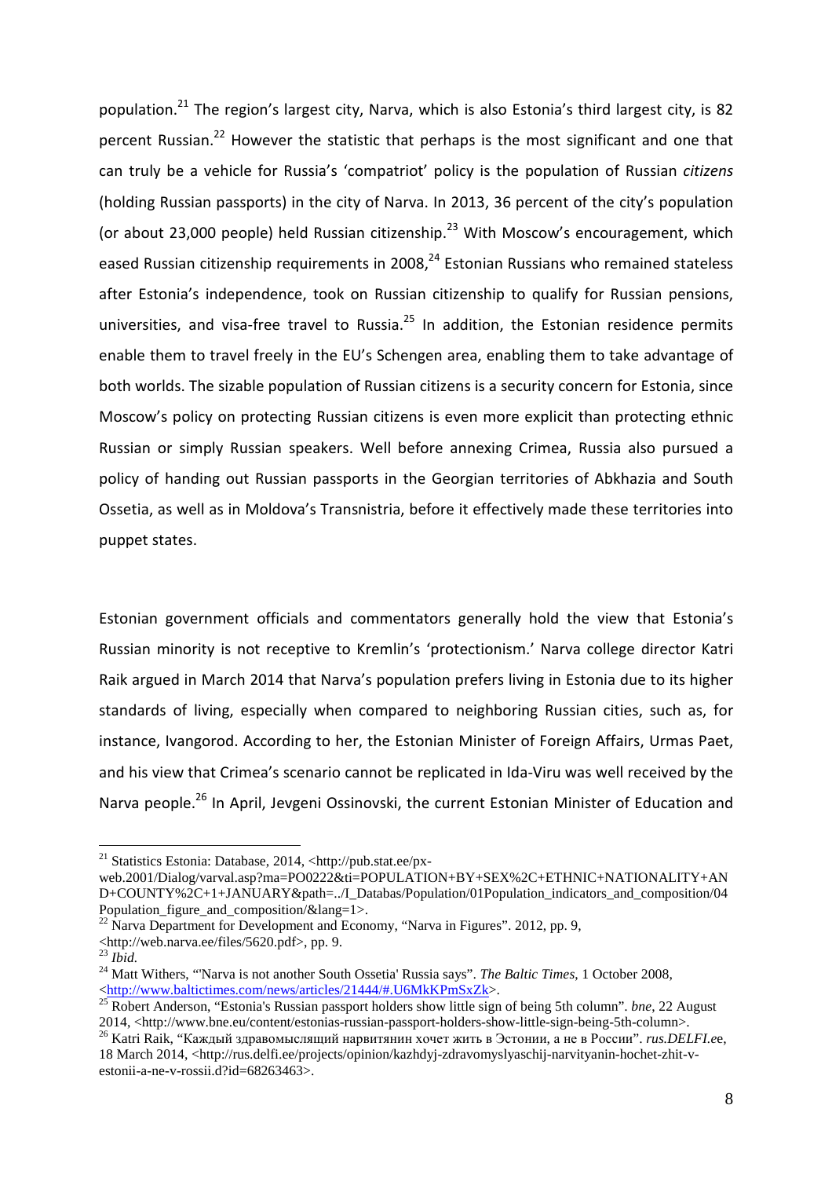population.[21] The region's largest city, Narva, which is also Estonia's third largest city, is 82 percent Russian.[22] However the statistic that perhaps is the most significant and one that can truly be a vehicle for Russia's 'compatriot' policy is the population of Russian *citizens* (holding Russian passports) in the city of Narva. In 2013, 36 percent of the city's population (or about 23,000 people) held Russian citizenship.[23] With Moscow's encouragement, which eased Russian citizenship requirements in 2008,[24] Estonian Russians who remained stateless after Estonia's independence, took on Russian citizenship to qualify for Russian pensions, universities, and visa-free travel to Russia.[25] In addition, the Estonian residence permits enable them to travel freely in the EU's Schengen area, enabling them to take advantage of both worlds. The sizable population of Russian citizens is a security concern for Estonia, since Moscow's policy on protecting Russian citizens is even more explicit than protecting ethnic Russian or simply Russian speakers. Well before annexing Crimea, Russia also pursued a policy of handing out Russian passports in the Georgian territories of Abkhazia and South Ossetia, as well as in Moldova's Transnistria, before it effectively made these territories into puppet states.

Estonian government officials and commentators generally hold the view that Estonia's Russian minority is not receptive to Kremlin's 'protectionism.' Narva college director Katri Raik argued in March 2014 that Narva's population prefers living in Estonia due to its higher standards of living, especially when compared to neighboring Russian cities, such as, for instance, Ivangorod. According to her, the Estonian Minister of Foreign Affairs, Urmas Paet, and his view that Crimea's scenario cannot be replicated in Ida-Viru was well received by the Narva people.[26] In April, Jevgeni Ossinovski, the current Estonian Minister of Education and

---

[21] Statistics Estonia: Database, 2014, <http://pub.stat.ee/px-web.2001/Dialog/varval.asp?ma=PO0222&ti=POPULATION+BY+SEX%2C+ETHNIC+NATIONALITY+AND+COUNTY%2C+1+JANUARY&path=../I_Databas/Population/01Population_indicators_and_composition/04Population_figure_and_composition/&lang=1>.

[22] Narva Department for Development and Economy, "Narva in Figures". 2012, pp. 9, <http://web.narva.ee/files/5620.pdf>, pp. 9.

[23] *Ibid.*

[24] Matt Withers, "'Narva is not another South Ossetia' Russia says". *The Baltic Times*, 1 October 2008, <http://www.baltictimes.com/news/articles/21444/#.U6MkKPmSxZk>.

[25] Robert Anderson, "Estonia's Russian passport holders show little sign of being 5th column". *bne*, 22 August 2014, <http://www.bne.eu/content/estonias-russian-passport-holders-show-little-sign-being-5th-column>.

[26] Katri Raik, "Каждый здравомыслящий нарвитянин хочет жить в Эстонии, а не в России". *rus.DELFI.ee*, 18 March 2014, <http://rus.delfi.ee/projects/opinion/kazhdyj-zdravomyslyaschij-narvityanin-hochet-zhit-v-estonii-a-ne-v-rossii.d?id=68263463>.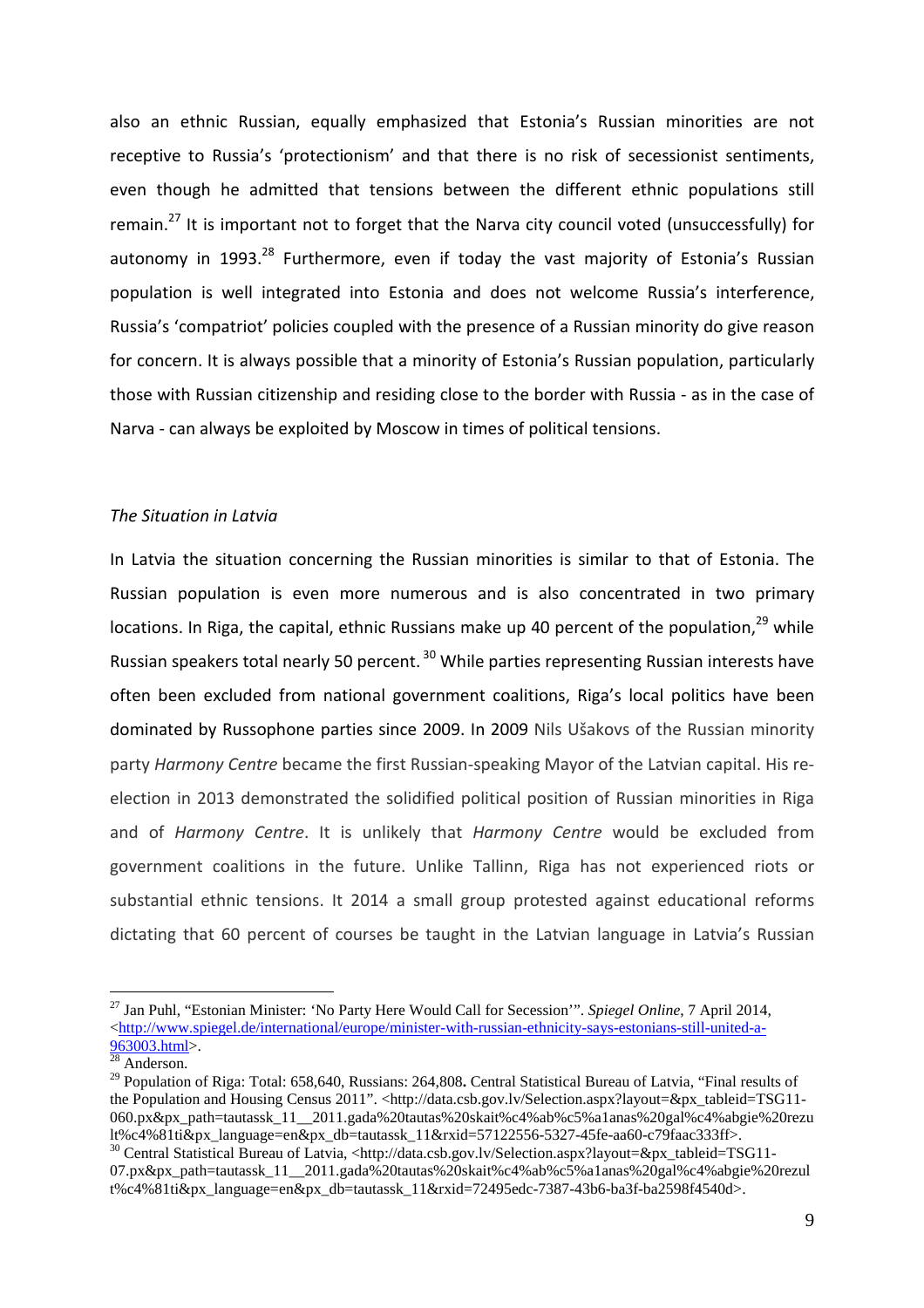also an ethnic Russian, equally emphasized that Estonia's Russian minorities are not receptive to Russia's 'protectionism' and that there is no risk of secessionist sentiments, even though he admitted that tensions between the different ethnic populations still remain.[27] It is important not to forget that the Narva city council voted (unsuccessfully) for autonomy in 1993.[28] Furthermore, even if today the vast majority of Estonia's Russian population is well integrated into Estonia and does not welcome Russia's interference, Russia's 'compatriot' policies coupled with the presence of a Russian minority do give reason for concern. It is always possible that a minority of Estonia's Russian population, particularly those with Russian citizenship and residing close to the border with Russia - as in the case of Narva - can always be exploited by Moscow in times of political tensions.

### *The Situation in Latvia*

In Latvia the situation concerning the Russian minorities is similar to that of Estonia. The Russian population is even more numerous and is also concentrated in two primary locations. In Riga, the capital, ethnic Russians make up 40 percent of the population,[29] while Russian speakers total nearly 50 percent.[30] While parties representing Russian interests have often been excluded from national government coalitions, Riga's local politics have been dominated by Russophone parties since 2009. In 2009 Nils Ušakovs of the Russian minority party *Harmony Centre* became the first Russian-speaking Mayor of the Latvian capital. His re-election in 2013 demonstrated the solidified political position of Russian minorities in Riga and of *Harmony Centre*. It is unlikely that *Harmony Centre* would be excluded from government coalitions in the future. Unlike Tallinn, Riga has not experienced riots or substantial ethnic tensions. It 2014 a small group protested against educational reforms dictating that 60 percent of courses be taught in the Latvian language in Latvia's Russian

---

[27] Jan Puhl, "Estonian Minister: 'No Party Here Would Call for Secession'". *Spiegel Online*, 7 April 2014, <http://www.spiegel.de/international/europe/minister-with-russian-ethnicity-says-estonians-still-united-a-963003.html>.

[28] Anderson.

[29] Population of Riga: Total: 658,640, Russians: 264,808**.** Central Statistical Bureau of Latvia, "Final results of the Population and Housing Census 2011". <http://data.csb.gov.lv/Selection.aspx?layout=&px_tableid=TSG11-060.px&px_path=tautassk_11__2011.gada%20tautas%20skait%c4%ab%c5%a1anas%20gal%c4%abgie%20rezult%c4%81ti&px_language=en&px_db=tautassk_11&rxid=57122556-5327-45fe-aa60-c79faac333ff>.

[30] Central Statistical Bureau of Latvia, <http://data.csb.gov.lv/Selection.aspx?layout=&px_tableid=TSG11-07.px&px_path=tautassk_11__2011.gada%20tautas%20skait%c4%ab%c5%a1anas%20gal%c4%abgie%20rezult%c4%81ti&px_language=en&px_db=tautassk_11&rxid=72495edc-7387-43b6-ba3f-ba2598f4540d>.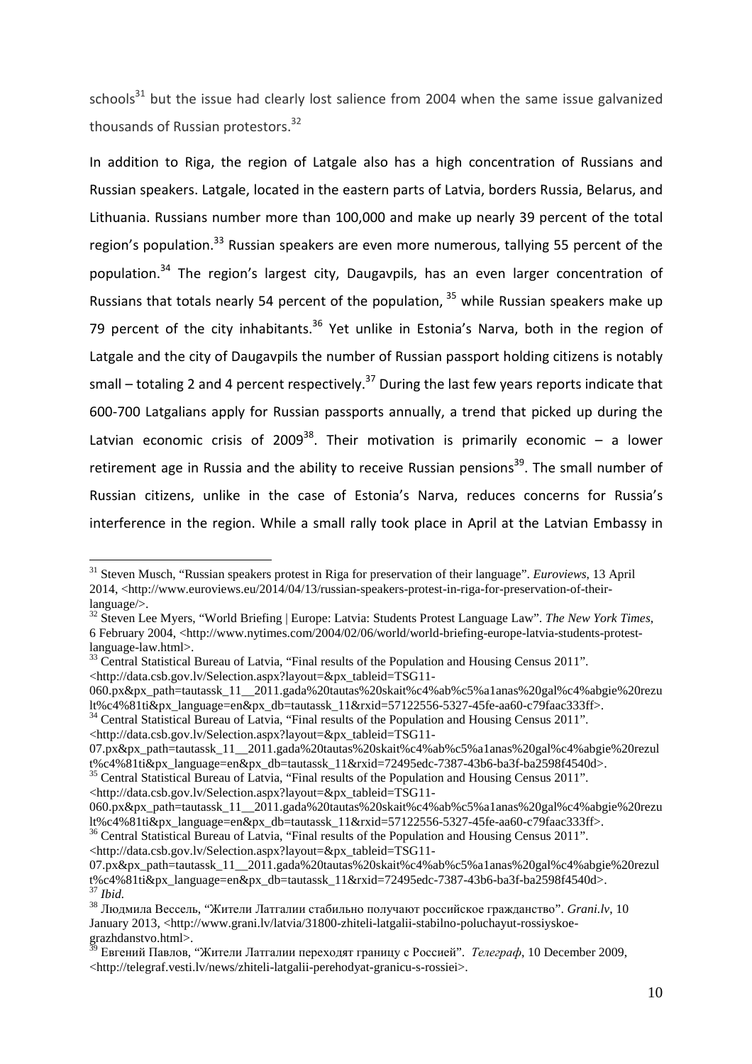schools[31] but the issue had clearly lost salience from 2004 when the same issue galvanized thousands of Russian protestors.[32]

In addition to Riga, the region of Latgale also has a high concentration of Russians and Russian speakers. Latgale, located in the eastern parts of Latvia, borders Russia, Belarus, and Lithuania. Russians number more than 100,000 and make up nearly 39 percent of the total region's population.[33] Russian speakers are even more numerous, tallying 55 percent of the population.[34] The region's largest city, Daugavpils, has an even larger concentration of Russians that totals nearly 54 percent of the population, [35] while Russian speakers make up 79 percent of the city inhabitants.[36] Yet unlike in Estonia's Narva, both in the region of Latgale and the city of Daugavpils the number of Russian passport holding citizens is notably small – totaling 2 and 4 percent respectively.[37] During the last few years reports indicate that 600-700 Latgalians apply for Russian passports annually, a trend that picked up during the Latvian economic crisis of 2009[38]. Their motivation is primarily economic – a lower retirement age in Russia and the ability to receive Russian pensions[39]. The small number of Russian citizens, unlike in the case of Estonia's Narva, reduces concerns for Russia's interference in the region. While a small rally took place in April at the Latvian Embassy in

---

[31] Steven Musch, "Russian speakers protest in Riga for preservation of their language". *Euroviews*, 13 April 2014, <http://www.euroviews.eu/2014/04/13/russian-speakers-protest-in-riga-for-preservation-of-their-language/>.

[32] Steven Lee Myers, "World Briefing | Europe: Latvia: Students Protest Language Law". *The New York Times*, 6 February 2004, <http://www.nytimes.com/2004/02/06/world/world-briefing-europe-latvia-students-protest-language-law.html>.

[33] Central Statistical Bureau of Latvia, "Final results of the Population and Housing Census 2011". <http://data.csb.gov.lv/Selection.aspx?layout=&px_tableid=TSG11-060.px&px_path=tautassk_11__2011.gada%20tautas%20skait%c4%ab%c5%a1anas%20gal%c4%abgie%20rezult%c4%81ti&px_language=en&px_db=tautassk_11&rxid=57122556-5327-45fe-aa60-c79faac333ff>.

[34] Central Statistical Bureau of Latvia, "Final results of the Population and Housing Census 2011". <http://data.csb.gov.lv/Selection.aspx?layout=&px_tableid=TSG11-07.px&px_path=tautassk_11__2011.gada%20tautas%20skait%c4%ab%c5%a1anas%20gal%c4%abgie%20rezult%c4%81ti&px_language=en&px_db=tautassk_11&rxid=72495edc-7387-43b6-ba3f-ba2598f4540d>.

[35] Central Statistical Bureau of Latvia, "Final results of the Population and Housing Census 2011". <http://data.csb.gov.lv/Selection.aspx?layout=&px_tableid=TSG11-060.px&px_path=tautassk_11__2011.gada%20tautas%20skait%c4%ab%c5%a1anas%20gal%c4%abgie%20rezult%c4%81ti&px_language=en&px_db=tautassk_11&rxid=57122556-5327-45fe-aa60-c79faac333ff>.

[36] Central Statistical Bureau of Latvia, "Final results of the Population and Housing Census 2011". <http://data.csb.gov.lv/Selection.aspx?layout=&px_tableid=TSG11-07.px&px_path=tautassk_11__2011.gada%20tautas%20skait%c4%ab%c5%a1anas%20gal%c4%abgie%20rezult%c4%81ti&px_language=en&px_db=tautassk_11&rxid=72495edc-7387-43b6-ba3f-ba2598f4540d>.

[37] *Ibid.*

[38] Людмила Вессель, "Жители Латгалии стабильно получают российское гражданство". *Grani.lv*, 10 January 2013, <http://www.grani.lv/latvia/31800-zhiteli-latgalii-stabilno-poluchayut-rossiyskoe-grazhdanstvo.html>.

[39] Евгений Павлов, "Жители Латгалии переходят границу с Россией". *Телеграф*, 10 December 2009, <http://telegraf.vesti.lv/news/zhiteli-latgalii-perehodyat-granicu-s-rossiei>.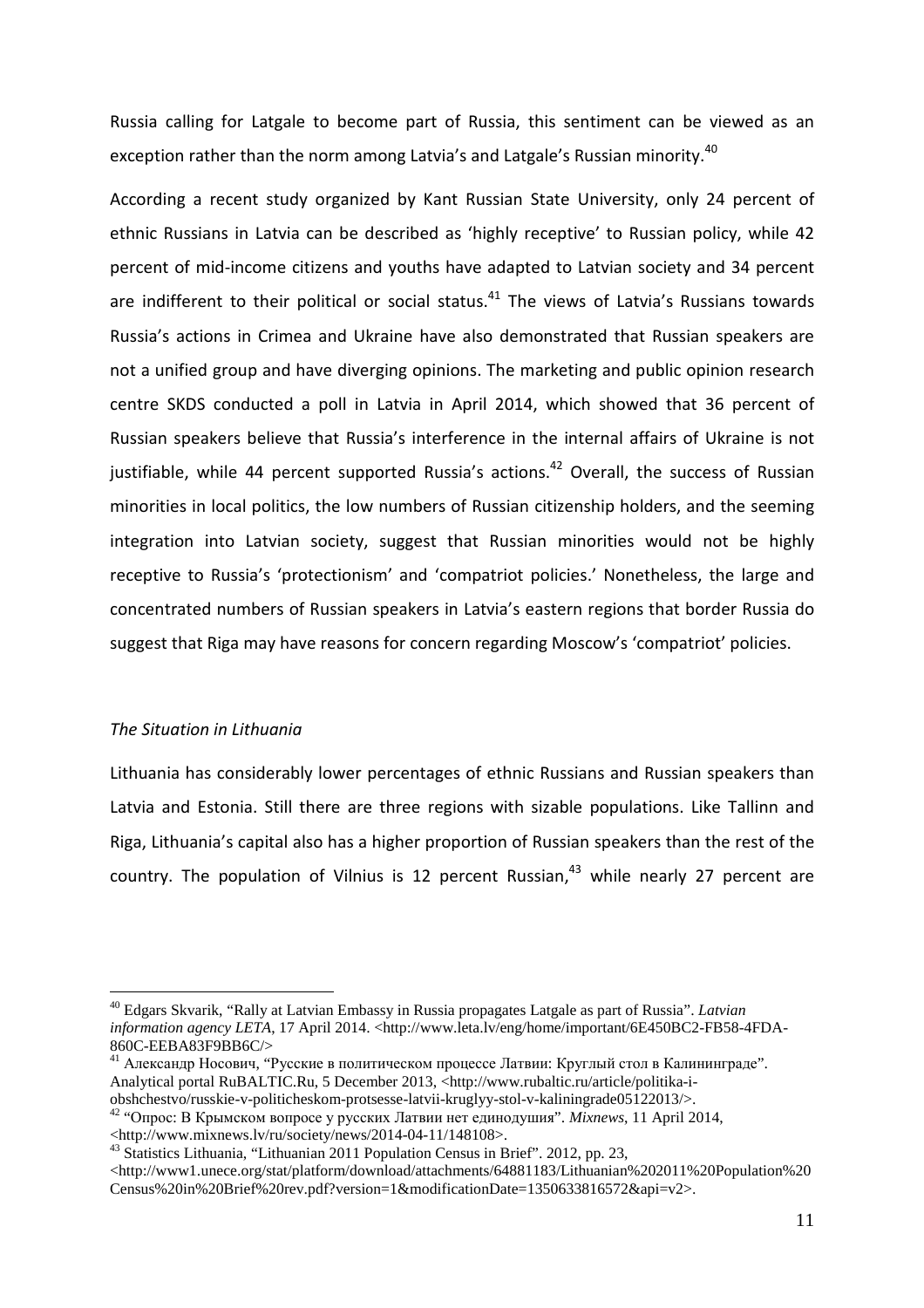Russia calling for Latgale to become part of Russia, this sentiment can be viewed as an exception rather than the norm among Latvia's and Latgale's Russian minority.[40]

According a recent study organized by Kant Russian State University, only 24 percent of ethnic Russians in Latvia can be described as 'highly receptive' to Russian policy, while 42 percent of mid-income citizens and youths have adapted to Latvian society and 34 percent are indifferent to their political or social status.[41] The views of Latvia's Russians towards Russia's actions in Crimea and Ukraine have also demonstrated that Russian speakers are not a unified group and have diverging opinions. The marketing and public opinion research centre SKDS conducted a poll in Latvia in April 2014, which showed that 36 percent of Russian speakers believe that Russia's interference in the internal affairs of Ukraine is not justifiable, while 44 percent supported Russia's actions.[42] Overall, the success of Russian minorities in local politics, the low numbers of Russian citizenship holders, and the seeming integration into Latvian society, suggest that Russian minorities would not be highly receptive to Russia's 'protectionism' and 'compatriot policies.' Nonetheless, the large and concentrated numbers of Russian speakers in Latvia's eastern regions that border Russia do suggest that Riga may have reasons for concern regarding Moscow's 'compatriot' policies.

*The Situation in Lithuania*

Lithuania has considerably lower percentages of ethnic Russians and Russian speakers than Latvia and Estonia. Still there are three regions with sizable populations. Like Tallinn and Riga, Lithuania's capital also has a higher proportion of Russian speakers than the rest of the country. The population of Vilnius is 12 percent Russian,[43] while nearly 27 percent are

---

[40] Edgars Skvarik, "Rally at Latvian Embassy in Russia propagates Latgale as part of Russia". *Latvian information agency LETA*, 17 April 2014. <http://www.leta.lv/eng/home/important/6E450BC2-FB58-4FDA-860C-EEBA83F9BB6C/>

[41] Александр Носович, "Русские в политическом процессе Латвии: Круглый стол в Калининграде". Analytical portal RuBALTIC.Ru, 5 December 2013, <http://www.rubaltic.ru/article/politika-i-obshchestvo/russkie-v-politicheskom-protsesse-latvii-kruglyy-stol-v-kaliningrade05122013/>.

[42] "Опрос: В Крымском вопросе у русских Латвии нет единодушия". *Mixnews*, 11 April 2014, <http://www.mixnews.lv/ru/society/news/2014-04-11/148108>.

[43] Statistics Lithuania, "Lithuanian 2011 Population Census in Brief". 2012, pp. 23, <http://www1.unece.org/stat/platform/download/attachments/64881183/Lithuanian%202011%20Population%20Census%20in%20Brief%20rev.pdf?version=1&modificationDate=1350633816572&api=v2>.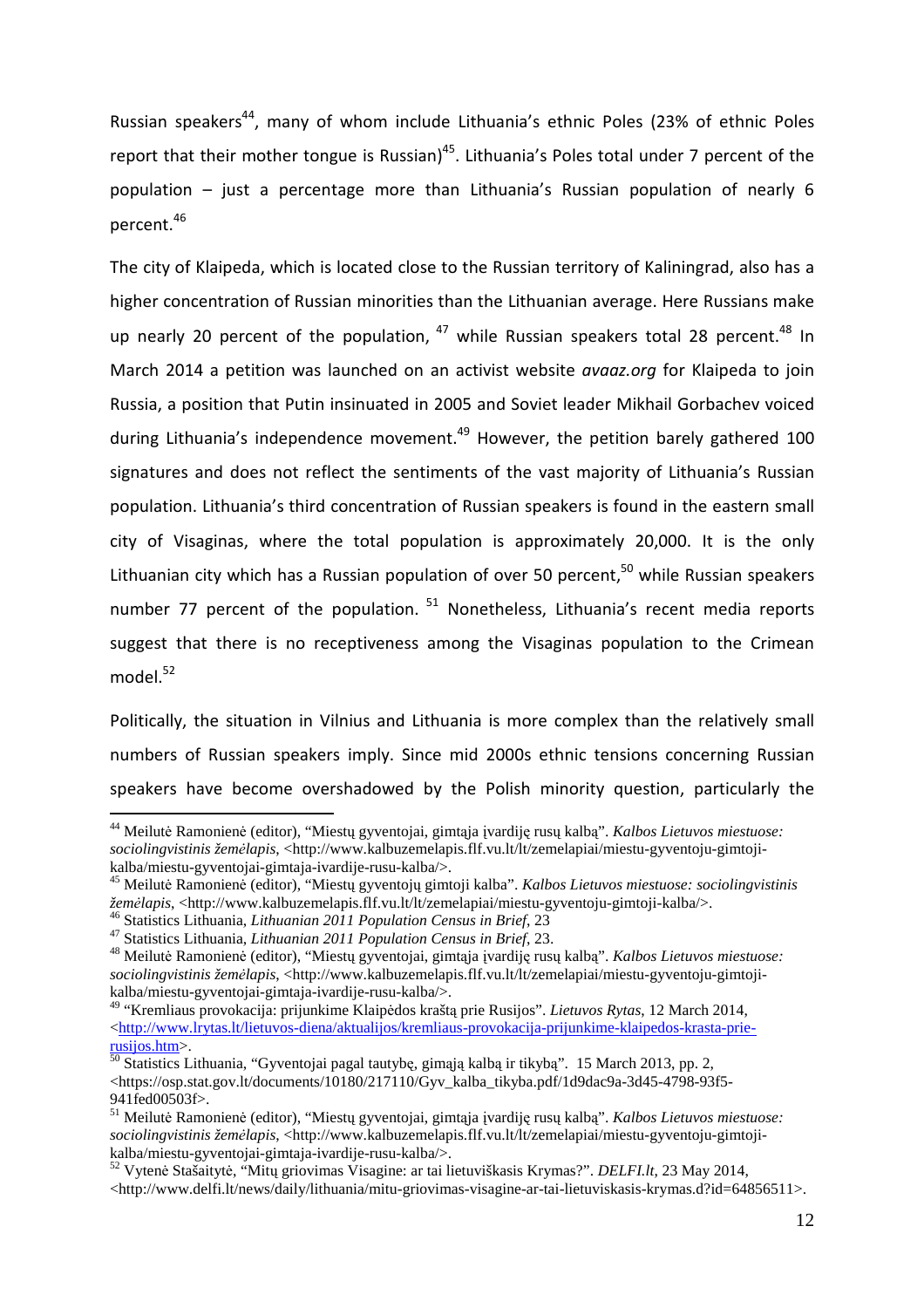Russian speakers[44], many of whom include Lithuania's ethnic Poles (23% of ethnic Poles report that their mother tongue is Russian)[45]. Lithuania's Poles total under 7 percent of the population – just a percentage more than Lithuania's Russian population of nearly 6 percent.[46]

The city of Klaipeda, which is located close to the Russian territory of Kaliningrad, also has a higher concentration of Russian minorities than the Lithuanian average. Here Russians make up nearly 20 percent of the population, [47] while Russian speakers total 28 percent.[48] In March 2014 a petition was launched on an activist website *avaaz.org* for Klaipeda to join Russia, a position that Putin insinuated in 2005 and Soviet leader Mikhail Gorbachev voiced during Lithuania's independence movement.[49] However, the petition barely gathered 100 signatures and does not reflect the sentiments of the vast majority of Lithuania's Russian population. Lithuania's third concentration of Russian speakers is found in the eastern small city of Visaginas, where the total population is approximately 20,000. It is the only Lithuanian city which has a Russian population of over 50 percent,[50] while Russian speakers number 77 percent of the population. [51] Nonetheless, Lithuania's recent media reports suggest that there is no receptiveness among the Visaginas population to the Crimean model.[52]

Politically, the situation in Vilnius and Lithuania is more complex than the relatively small numbers of Russian speakers imply. Since mid 2000s ethnic tensions concerning Russian speakers have become overshadowed by the Polish minority question, particularly the

---

[44] Meilutė Ramonienė (editor), "Miestų gyventojai, gimtąja įvardiję rusų kalbą". *Kalbos Lietuvos miestuose: sociolingvistinis žemėlapis*, <http://www.kalbuzemelapis.flf.vu.lt/lt/zemelapiai/miestu-gyventoju-gimtoji-kalba/miestu-gyventojai-gimtaja-ivardije-rusu-kalba/>.

[45] Meilutė Ramonienė (editor), "Miestų gyventojų gimtoji kalba". *Kalbos Lietuvos miestuose: sociolingvistinis žemėlapis*, <http://www.kalbuzemelapis.flf.vu.lt/lt/zemelapiai/miestu-gyventoju-gimtoji-kalba/>.

[46] Statistics Lithuania, *Lithuanian 2011 Population Census in Brief*, 23

[47] Statistics Lithuania, *Lithuanian 2011 Population Census in Brief*, 23.

[48] Meilutė Ramonienė (editor), "Miestų gyventojai, gimtąja įvardiję rusų kalbą". *Kalbos Lietuvos miestuose: sociolingvistinis žemėlapis*, <http://www.kalbuzemelapis.flf.vu.lt/lt/zemelapiai/miestu-gyventoju-gimtoji-kalba/miestu-gyventojai-gimtaja-ivardije-rusu-kalba/>.

[49] "Kremliaus provokacija: prijunkime Klaipėdos kraštą prie Rusijos". *Lietuvos Rytas*, 12 March 2014, <http://www.lrytas.lt/lietuvos-diena/aktualijos/kremliaus-provokacija-prijunkime-klaipedos-krasta-prie-rusijos.htm>.

[50] Statistics Lithuania, "Gyventojai pagal tautybę, gimąją kalbą ir tikybą". 15 March 2013, pp. 2, <https://osp.stat.gov.lt/documents/10180/217110/Gyv_kalba_tikyba.pdf/1d9dac9a-3d45-4798-93f5-941fed00503f>.

[51] Meilutė Ramonienė (editor), "Miestų gyventojai, gimtąja įvardiję rusų kalbą". *Kalbos Lietuvos miestuose: sociolingvistinis žemėlapis*, <http://www.kalbuzemelapis.flf.vu.lt/lt/zemelapiai/miestu-gyventoju-gimtoji-kalba/miestu-gyventojai-gimtaja-ivardije-rusu-kalba/>.

[52] Vytenė Stašaitytė, "Mitų griovimas Visagine: ar tai lietuviškasis Krymas?". *DELFI.lt*, 23 May 2014, <http://www.delfi.lt/news/daily/lithuania/mitu-griovimas-visagine-ar-tai-lietuviskasis-krymas.d?id=64856511>.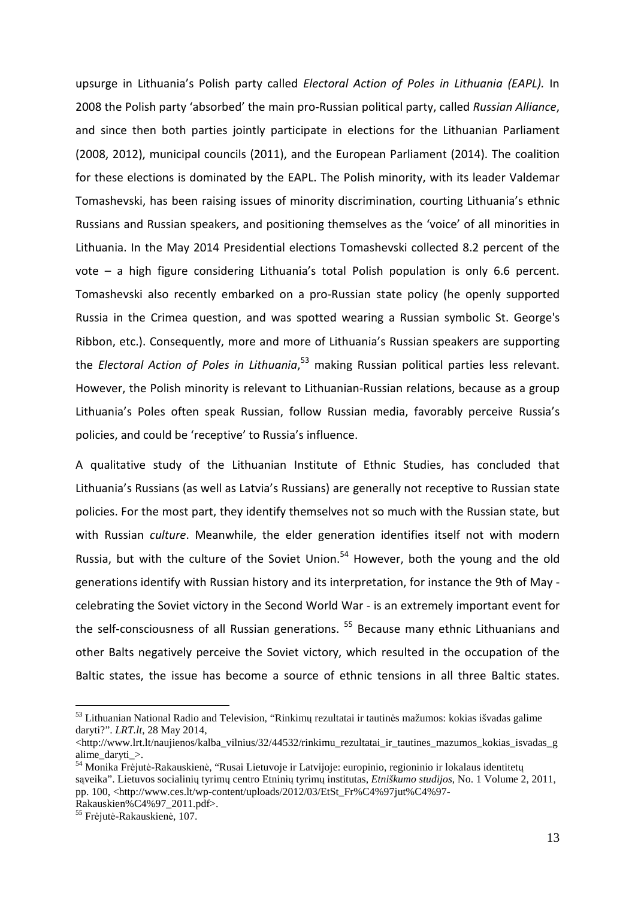upsurge in Lithuania's Polish party called *Electoral Action of Poles in Lithuania (EAPL).* In 2008 the Polish party 'absorbed' the main pro-Russian political party, called *Russian Alliance*, and since then both parties jointly participate in elections for the Lithuanian Parliament (2008, 2012), municipal councils (2011), and the European Parliament (2014). The coalition for these elections is dominated by the EAPL. The Polish minority, with its leader Valdemar Tomashevski, has been raising issues of minority discrimination, courting Lithuania's ethnic Russians and Russian speakers, and positioning themselves as the 'voice' of all minorities in Lithuania. In the May 2014 Presidential elections Tomashevski collected 8.2 percent of the vote – a high figure considering Lithuania's total Polish population is only 6.6 percent. Tomashevski also recently embarked on a pro-Russian state policy (he openly supported Russia in the Crimea question, and was spotted wearing a Russian symbolic St. George's Ribbon, etc.). Consequently, more and more of Lithuania's Russian speakers are supporting the *Electoral Action of Poles in Lithuania*,[53] making Russian political parties less relevant. However, the Polish minority is relevant to Lithuanian-Russian relations, because as a group Lithuania's Poles often speak Russian, follow Russian media, favorably perceive Russia's policies, and could be 'receptive' to Russia's influence.

A qualitative study of the Lithuanian Institute of Ethnic Studies, has concluded that Lithuania's Russians (as well as Latvia's Russians) are generally not receptive to Russian state policies. For the most part, they identify themselves not so much with the Russian state, but with Russian *culture*. Meanwhile, the elder generation identifies itself not with modern Russia, but with the culture of the Soviet Union.[54] However, both the young and the old generations identify with Russian history and its interpretation, for instance the 9th of May - celebrating the Soviet victory in the Second World War - is an extremely important event for the self-consciousness of all Russian generations.[55] Because many ethnic Lithuanians and other Balts negatively perceive the Soviet victory, which resulted in the occupation of the Baltic states, the issue has become a source of ethnic tensions in all three Baltic states.

---

[53] Lithuanian National Radio and Television, "Rinkimų rezultatai ir tautinės mažumos: kokias išvadas galime daryti?". *LRT.lt*, 28 May 2014, <http://www.lrt.lt/naujienos/kalba_vilnius/32/44532/rinkimu_rezultatai_ir_tautines_mazumos_kokias_isvadas_galime_daryti_>.

[54] Monika Frėjutė-Rakauskienė, "Rusai Lietuvoje ir Latvijoje: europinio, regioninio ir lokalaus identitetų sąveika". Lietuvos socialinių tyrimų centro Etninių tyrimų institutas, *Etniškumo studijos*, No. 1 Volume 2, 2011, pp. 100, <http://www.ces.lt/wp-content/uploads/2012/03/EtSt_Fr%C4%97jut%C4%97-Rakauskien%C4%97_2011.pdf>.

[55] Frėjutė-Rakauskienė, 107.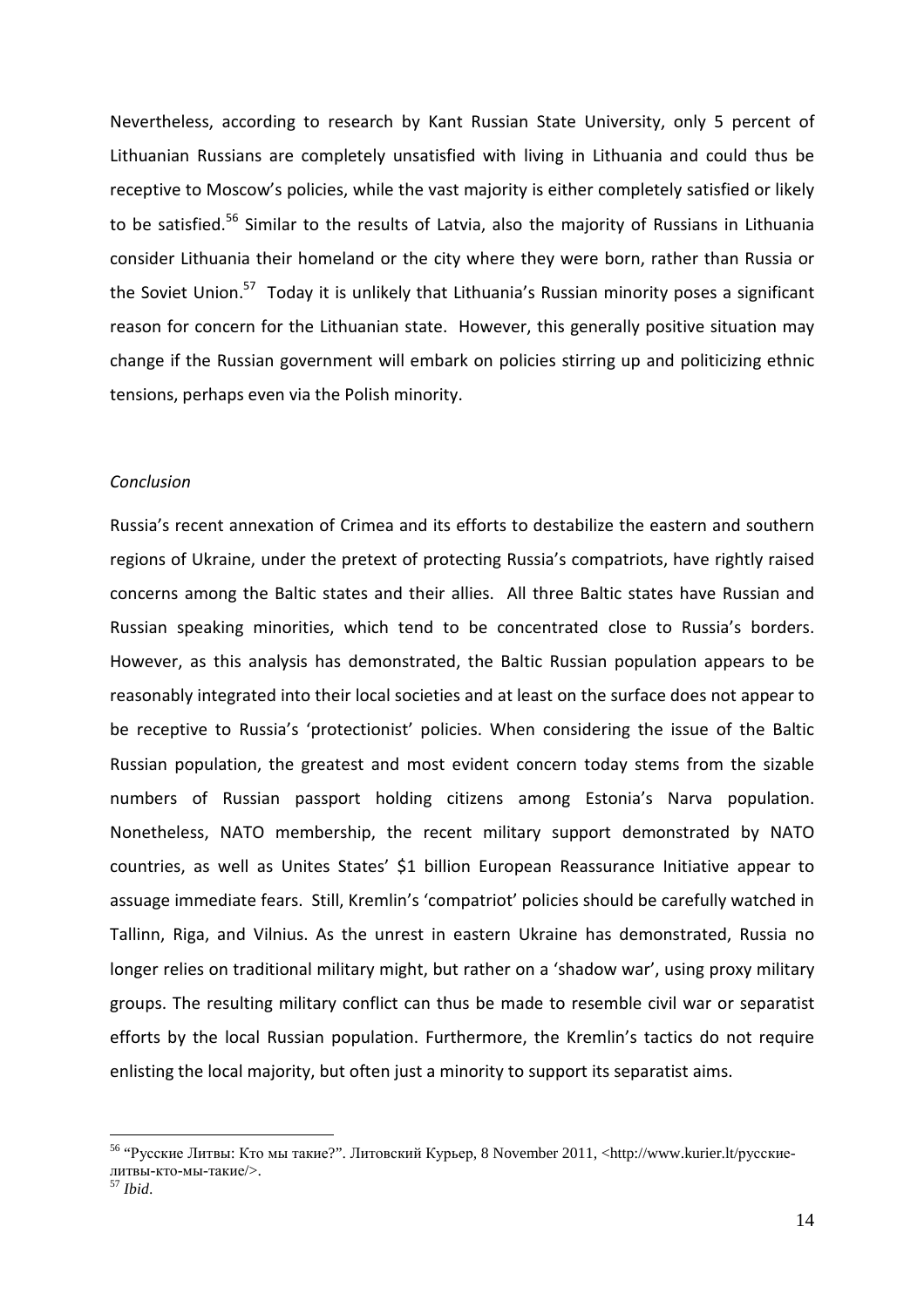Nevertheless, according to research by Kant Russian State University, only 5 percent of Lithuanian Russians are completely unsatisfied with living in Lithuania and could thus be receptive to Moscow's policies, while the vast majority is either completely satisfied or likely to be satisfied.[56] Similar to the results of Latvia, also the majority of Russians in Lithuania consider Lithuania their homeland or the city where they were born, rather than Russia or the Soviet Union.[57] Today it is unlikely that Lithuania's Russian minority poses a significant reason for concern for the Lithuanian state. However, this generally positive situation may change if the Russian government will embark on policies stirring up and politicizing ethnic tensions, perhaps even via the Polish minority.

*Conclusion*

Russia's recent annexation of Crimea and its efforts to destabilize the eastern and southern regions of Ukraine, under the pretext of protecting Russia's compatriots, have rightly raised concerns among the Baltic states and their allies. All three Baltic states have Russian and Russian speaking minorities, which tend to be concentrated close to Russia's borders. However, as this analysis has demonstrated, the Baltic Russian population appears to be reasonably integrated into their local societies and at least on the surface does not appear to be receptive to Russia's 'protectionist' policies. When considering the issue of the Baltic Russian population, the greatest and most evident concern today stems from the sizable numbers of Russian passport holding citizens among Estonia's Narva population. Nonetheless, NATO membership, the recent military support demonstrated by NATO countries, as well as Unites States' $1 billion European Reassurance Initiative appear to assuage immediate fears. Still, Kremlin's 'compatriot' policies should be carefully watched in Tallinn, Riga, and Vilnius. As the unrest in eastern Ukraine has demonstrated, Russia no longer relies on traditional military might, but rather on a 'shadow war', using proxy military groups. The resulting military conflict can thus be made to resemble civil war or separatist efforts by the local Russian population. Furthermore, the Kremlin's tactics do not require enlisting the local majority, but often just a minority to support its separatist aims.

---

[56] "Русские Литвы: Кто мы такие?". Литовский Курьер, 8 November 2011, <http://www.kurier.lt/русские-литвы-кто-мы-такие/>.

[57] *Ibid.*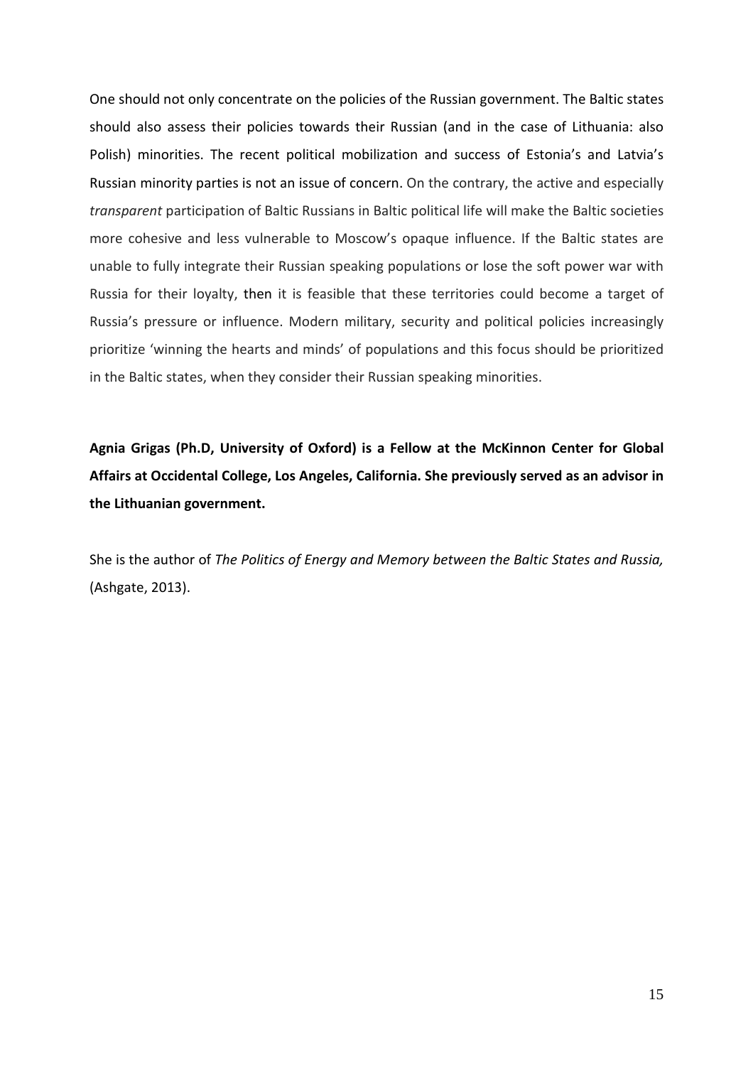One should not only concentrate on the policies of the Russian government. The Baltic states should also assess their policies towards their Russian (and in the case of Lithuania: also Polish) minorities. The recent political mobilization and success of Estonia's and Latvia's Russian minority parties is not an issue of concern. On the contrary, the active and especially *transparent* participation of Baltic Russians in Baltic political life will make the Baltic societies more cohesive and less vulnerable to Moscow's opaque influence. If the Baltic states are unable to fully integrate their Russian speaking populations or lose the soft power war with Russia for their loyalty, then it is feasible that these territories could become a target of Russia's pressure or influence. Modern military, security and political policies increasingly prioritize 'winning the hearts and minds' of populations and this focus should be prioritized in the Baltic states, when they consider their Russian speaking minorities.

**Agnia Grigas (Ph.D, University of Oxford) is a Fellow at the McKinnon Center for Global Affairs at Occidental College, Los Angeles, California. She previously served as an advisor in the Lithuanian government.**

She is the author of *The Politics of Energy and Memory between the Baltic States and Russia,* (Ashgate, 2013).